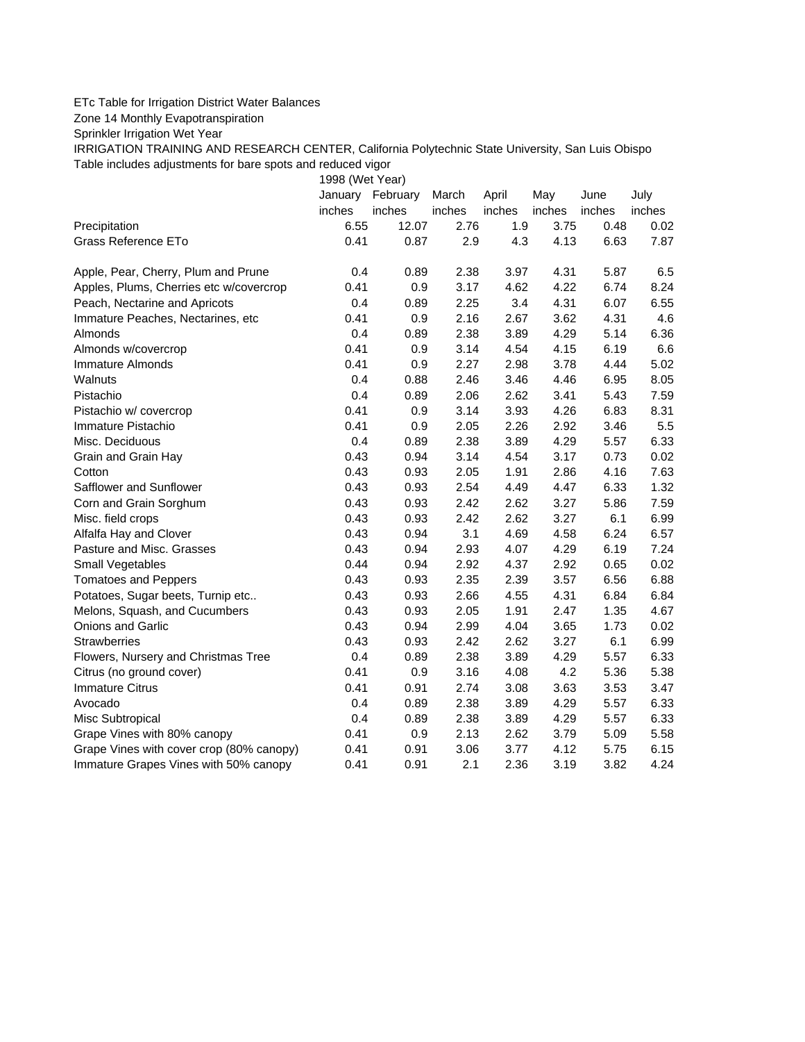ETc Table for Irrigation District Water Balances

Zone 14 Monthly Evapotranspiration

Sprinkler Irrigation Wet Year

IRRIGATION TRAINING AND RESEARCH CENTER, California Polytechnic State University, San Luis Obispo

Table includes adjustments for bare spots and reduced vigor

| | 1998 (Wet Year) | | | | | | |
|---|---|---|---|---|---|---|---|
| | January | February | March | April | May | June | July |
| | inches | inches | inches | inches | inches | inches | inches |
| Precipitation | 6.55 | 12.07 | 2.76 | 1.9 | 3.75 | 0.48 | 0.02 |
| Grass Reference ETo | 0.41 | 0.87 | 2.9 | 4.3 | 4.13 | 6.63 | 7.87 |
| | | | | | | | |
| Apple, Pear, Cherry, Plum and Prune | 0.4 | 0.89 | 2.38 | 3.97 | 4.31 | 5.87 | 6.5 |
| Apples, Plums, Cherries etc w/covercrop | 0.41 | 0.9 | 3.17 | 4.62 | 4.22 | 6.74 | 8.24 |
| Peach, Nectarine and Apricots | 0.4 | 0.89 | 2.25 | 3.4 | 4.31 | 6.07 | 6.55 |
| Immature Peaches, Nectarines, etc | 0.41 | 0.9 | 2.16 | 2.67 | 3.62 | 4.31 | 4.6 |
| Almonds | 0.4 | 0.89 | 2.38 | 3.89 | 4.29 | 5.14 | 6.36 |
| Almonds w/covercrop | 0.41 | 0.9 | 3.14 | 4.54 | 4.15 | 6.19 | 6.6 |
| Immature Almonds | 0.41 | 0.9 | 2.27 | 2.98 | 3.78 | 4.44 | 5.02 |
| Walnuts | 0.4 | 0.88 | 2.46 | 3.46 | 4.46 | 6.95 | 8.05 |
| Pistachio | 0.4 | 0.89 | 2.06 | 2.62 | 3.41 | 5.43 | 7.59 |
| Pistachio w/ covercrop | 0.41 | 0.9 | 3.14 | 3.93 | 4.26 | 6.83 | 8.31 |
| Immature Pistachio | 0.41 | 0.9 | 2.05 | 2.26 | 2.92 | 3.46 | 5.5 |
| Misc. Deciduous | 0.4 | 0.89 | 2.38 | 3.89 | 4.29 | 5.57 | 6.33 |
| Grain and Grain Hay | 0.43 | 0.94 | 3.14 | 4.54 | 3.17 | 0.73 | 0.02 |
| Cotton | 0.43 | 0.93 | 2.05 | 1.91 | 2.86 | 4.16 | 7.63 |
| Safflower and Sunflower | 0.43 | 0.93 | 2.54 | 4.49 | 4.47 | 6.33 | 1.32 |
| Corn and Grain Sorghum | 0.43 | 0.93 | 2.42 | 2.62 | 3.27 | 5.86 | 7.59 |
| Misc. field crops | 0.43 | 0.93 | 2.42 | 2.62 | 3.27 | 6.1 | 6.99 |
| Alfalfa Hay and Clover | 0.43 | 0.94 | 3.1 | 4.69 | 4.58 | 6.24 | 6.57 |
| Pasture and Misc. Grasses | 0.43 | 0.94 | 2.93 | 4.07 | 4.29 | 6.19 | 7.24 |
| Small Vegetables | 0.44 | 0.94 | 2.92 | 4.37 | 2.92 | 0.65 | 0.02 |
| Tomatoes and Peppers | 0.43 | 0.93 | 2.35 | 2.39 | 3.57 | 6.56 | 6.88 |
| Potatoes, Sugar beets, Turnip etc.. | 0.43 | 0.93 | 2.66 | 4.55 | 4.31 | 6.84 | 6.84 |
| Melons, Squash, and Cucumbers | 0.43 | 0.93 | 2.05 | 1.91 | 2.47 | 1.35 | 4.67 |
| Onions and Garlic | 0.43 | 0.94 | 2.99 | 4.04 | 3.65 | 1.73 | 0.02 |
| Strawberries | 0.43 | 0.93 | 2.42 | 2.62 | 3.27 | 6.1 | 6.99 |
| Flowers, Nursery and Christmas Tree | 0.4 | 0.89 | 2.38 | 3.89 | 4.29 | 5.57 | 6.33 |
| Citrus (no ground cover) | 0.41 | 0.9 | 3.16 | 4.08 | 4.2 | 5.36 | 5.38 |
| Immature Citrus | 0.41 | 0.91 | 2.74 | 3.08 | 3.63 | 3.53 | 3.47 |
| Avocado | 0.4 | 0.89 | 2.38 | 3.89 | 4.29 | 5.57 | 6.33 |
| Misc Subtropical | 0.4 | 0.89 | 2.38 | 3.89 | 4.29 | 5.57 | 6.33 |
| Grape Vines with 80% canopy | 0.41 | 0.9 | 2.13 | 2.62 | 3.79 | 5.09 | 5.58 |
| Grape Vines with cover crop (80% canopy) | 0.41 | 0.91 | 3.06 | 3.77 | 4.12 | 5.75 | 6.15 |
| Immature Grapes Vines with 50% canopy | 0.41 | 0.91 | 2.1 | 2.36 | 3.19 | 3.82 | 4.24 |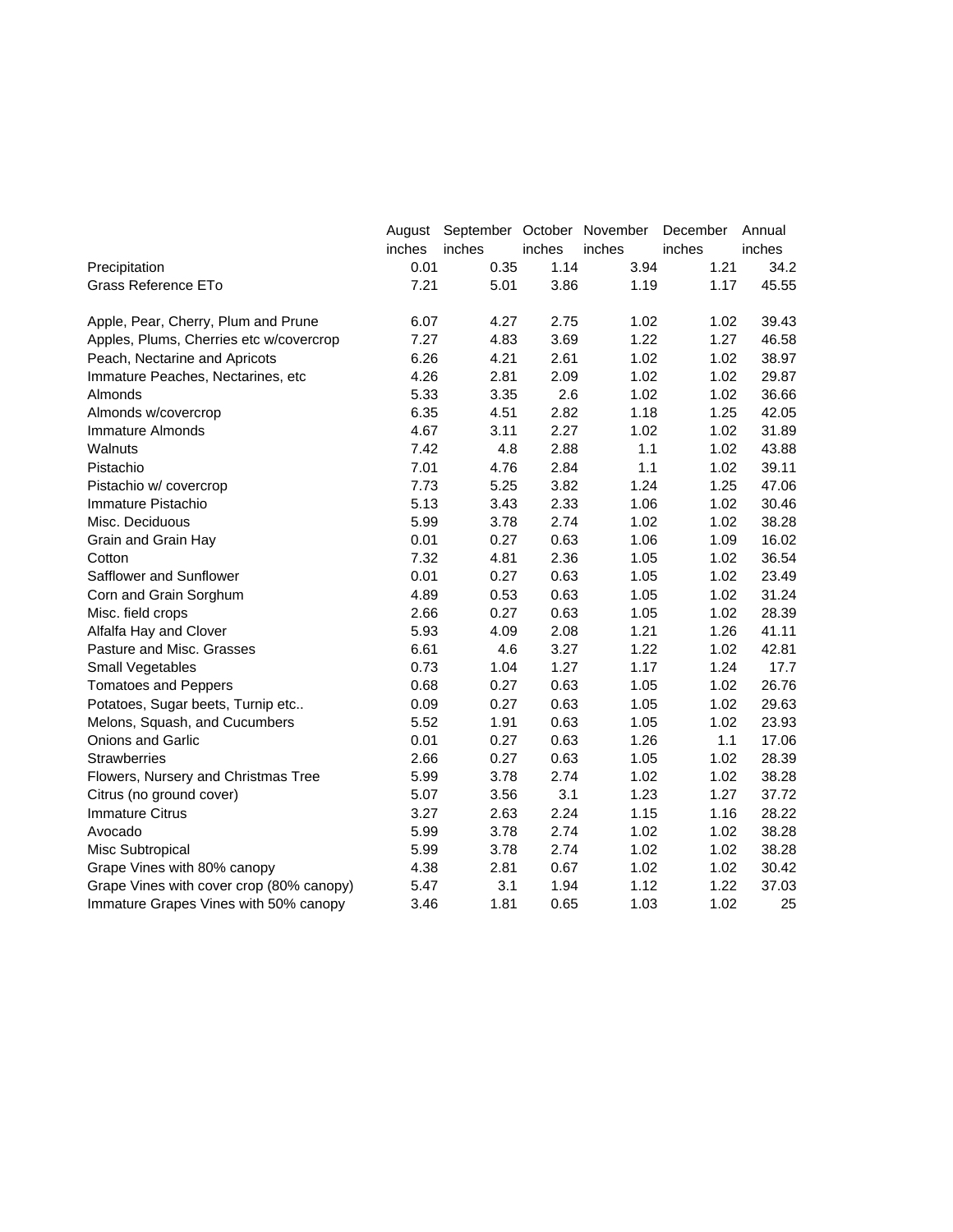| | August inches | September inches | October inches | November inches | December inches | Annual inches |
|---|---|---|---|---|---|---|
| Precipitation | 0.01 | 0.35 | 1.14 | 3.94 | 1.21 | 34.2 |
| Grass Reference ETo | 7.21 | 5.01 | 3.86 | 1.19 | 1.17 | 45.55 |
| | | | | | | |
| Apple, Pear, Cherry, Plum and Prune | 6.07 | 4.27 | 2.75 | 1.02 | 1.02 | 39.43 |
| Apples, Plums, Cherries etc w/covercrop | 7.27 | 4.83 | 3.69 | 1.22 | 1.27 | 46.58 |
| Peach, Nectarine and Apricots | 6.26 | 4.21 | 2.61 | 1.02 | 1.02 | 38.97 |
| Immature Peaches, Nectarines, etc | 4.26 | 2.81 | 2.09 | 1.02 | 1.02 | 29.87 |
| Almonds | 5.33 | 3.35 | 2.6 | 1.02 | 1.02 | 36.66 |
| Almonds w/covercrop | 6.35 | 4.51 | 2.82 | 1.18 | 1.25 | 42.05 |
| Immature Almonds | 4.67 | 3.11 | 2.27 | 1.02 | 1.02 | 31.89 |
| Walnuts | 7.42 | 4.8 | 2.88 | 1.1 | 1.02 | 43.88 |
| Pistachio | 7.01 | 4.76 | 2.84 | 1.1 | 1.02 | 39.11 |
| Pistachio w/ covercrop | 7.73 | 5.25 | 3.82 | 1.24 | 1.25 | 47.06 |
| Immature Pistachio | 5.13 | 3.43 | 2.33 | 1.06 | 1.02 | 30.46 |
| Misc. Deciduous | 5.99 | 3.78 | 2.74 | 1.02 | 1.02 | 38.28 |
| Grain and Grain Hay | 0.01 | 0.27 | 0.63 | 1.06 | 1.09 | 16.02 |
| Cotton | 7.32 | 4.81 | 2.36 | 1.05 | 1.02 | 36.54 |
| Safflower and Sunflower | 0.01 | 0.27 | 0.63 | 1.05 | 1.02 | 23.49 |
| Corn and Grain Sorghum | 4.89 | 0.53 | 0.63 | 1.05 | 1.02 | 31.24 |
| Misc. field crops | 2.66 | 0.27 | 0.63 | 1.05 | 1.02 | 28.39 |
| Alfalfa Hay and Clover | 5.93 | 4.09 | 2.08 | 1.21 | 1.26 | 41.11 |
| Pasture and Misc. Grasses | 6.61 | 4.6 | 3.27 | 1.22 | 1.02 | 42.81 |
| Small Vegetables | 0.73 | 1.04 | 1.27 | 1.17 | 1.24 | 17.7 |
| Tomatoes and Peppers | 0.68 | 0.27 | 0.63 | 1.05 | 1.02 | 26.76 |
| Potatoes, Sugar beets, Turnip etc.. | 0.09 | 0.27 | 0.63 | 1.05 | 1.02 | 29.63 |
| Melons, Squash, and Cucumbers | 5.52 | 1.91 | 0.63 | 1.05 | 1.02 | 23.93 |
| Onions and Garlic | 0.01 | 0.27 | 0.63 | 1.26 | 1.1 | 17.06 |
| Strawberries | 2.66 | 0.27 | 0.63 | 1.05 | 1.02 | 28.39 |
| Flowers, Nursery and Christmas Tree | 5.99 | 3.78 | 2.74 | 1.02 | 1.02 | 38.28 |
| Citrus (no ground cover) | 5.07 | 3.56 | 3.1 | 1.23 | 1.27 | 37.72 |
| Immature Citrus | 3.27 | 2.63 | 2.24 | 1.15 | 1.16 | 28.22 |
| Avocado | 5.99 | 3.78 | 2.74 | 1.02 | 1.02 | 38.28 |
| Misc Subtropical | 5.99 | 3.78 | 2.74 | 1.02 | 1.02 | 38.28 |
| Grape Vines with 80% canopy | 4.38 | 2.81 | 0.67 | 1.02 | 1.02 | 30.42 |
| Grape Vines with cover crop (80% canopy) | 5.47 | 3.1 | 1.94 | 1.12 | 1.22 | 37.03 |
| Immature Grapes Vines with 50% canopy | 3.46 | 1.81 | 0.65 | 1.03 | 1.02 | 25 |